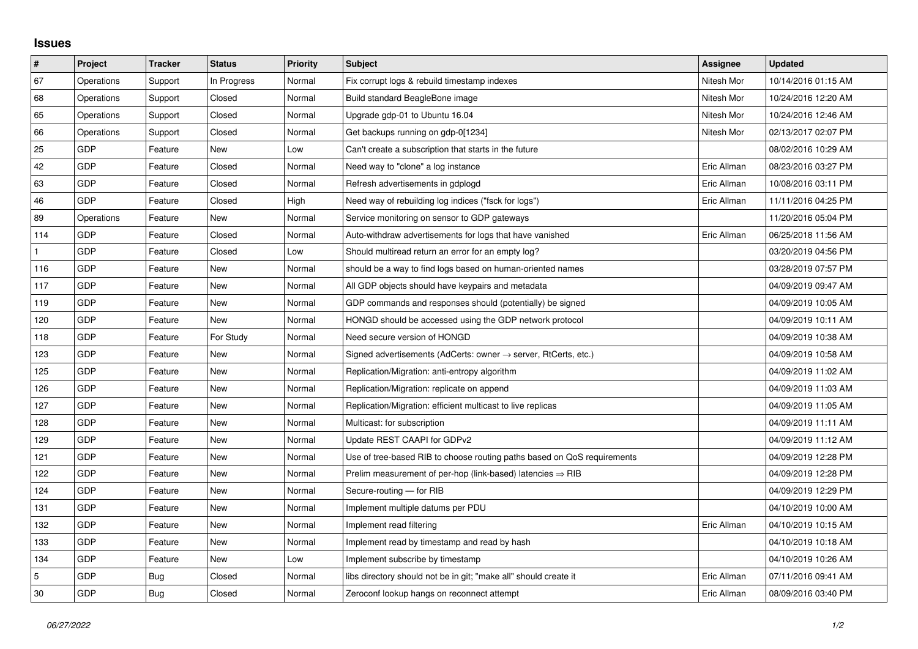## Issues

| # | Project | Tracker | Status | Priority | Subject | Assignee | Updated |
|---|---|---|---|---|---|---|---|
| 67 | Operations | Support | In Progress | Normal | Fix corrupt logs & rebuild timestamp indexes | Nitesh Mor | 10/14/2016 01:15 AM |
| 68 | Operations | Support | Closed | Normal | Build standard BeagleBone image | Nitesh Mor | 10/24/2016 12:20 AM |
| 65 | Operations | Support | Closed | Normal | Upgrade gdp-01 to Ubuntu 16.04 | Nitesh Mor | 10/24/2016 12:46 AM |
| 66 | Operations | Support | Closed | Normal | Get backups running on gdp-0[1234] | Nitesh Mor | 02/13/2017 02:07 PM |
| 25 | GDP | Feature | New | Low | Can't create a subscription that starts in the future | | 08/02/2016 10:29 AM |
| 42 | GDP | Feature | Closed | Normal | Need way to "clone" a log instance | Eric Allman | 08/23/2016 03:27 PM |
| 63 | GDP | Feature | Closed | Normal | Refresh advertisements in gdplogd | Eric Allman | 10/08/2016 03:11 PM |
| 46 | GDP | Feature | Closed | High | Need way of rebuilding log indices ("fsck for logs") | Eric Allman | 11/11/2016 04:25 PM |
| 89 | Operations | Feature | New | Normal | Service monitoring on sensor to GDP gateways | | 11/20/2016 05:04 PM |
| 114 | GDP | Feature | Closed | Normal | Auto-withdraw advertisements for logs that have vanished | Eric Allman | 06/25/2018 11:56 AM |
| 1 | GDP | Feature | Closed | Low | Should multiread return an error for an empty log? | | 03/20/2019 04:56 PM |
| 116 | GDP | Feature | New | Normal | should be a way to find logs based on human-oriented names | | 03/28/2019 07:57 PM |
| 117 | GDP | Feature | New | Normal | All GDP objects should have keypairs and metadata | | 04/09/2019 09:47 AM |
| 119 | GDP | Feature | New | Normal | GDP commands and responses should (potentially) be signed | | 04/09/2019 10:05 AM |
| 120 | GDP | Feature | New | Normal | HONGD should be accessed using the GDP network protocol | | 04/09/2019 10:11 AM |
| 118 | GDP | Feature | For Study | Normal | Need secure version of HONGD | | 04/09/2019 10:38 AM |
| 123 | GDP | Feature | New | Normal | Signed advertisements (AdCerts: owner → server, RtCerts, etc.) | | 04/09/2019 10:58 AM |
| 125 | GDP | Feature | New | Normal | Replication/Migration: anti-entropy algorithm | | 04/09/2019 11:02 AM |
| 126 | GDP | Feature | New | Normal | Replication/Migration: replicate on append | | 04/09/2019 11:03 AM |
| 127 | GDP | Feature | New | Normal | Replication/Migration: efficient multicast to live replicas | | 04/09/2019 11:05 AM |
| 128 | GDP | Feature | New | Normal | Multicast: for subscription | | 04/09/2019 11:11 AM |
| 129 | GDP | Feature | New | Normal | Update REST CAAPI for GDPv2 | | 04/09/2019 11:12 AM |
| 121 | GDP | Feature | New | Normal | Use of tree-based RIB to choose routing paths based on QoS requirements | | 04/09/2019 12:28 PM |
| 122 | GDP | Feature | New | Normal | Prelim measurement of per-hop (link-based) latencies ⇒ RIB | | 04/09/2019 12:28 PM |
| 124 | GDP | Feature | New | Normal | Secure-routing — for RIB | | 04/09/2019 12:29 PM |
| 131 | GDP | Feature | New | Normal | Implement multiple datums per PDU | | 04/10/2019 10:00 AM |
| 132 | GDP | Feature | New | Normal | Implement read filtering | Eric Allman | 04/10/2019 10:15 AM |
| 133 | GDP | Feature | New | Normal | Implement read by timestamp and read by hash | | 04/10/2019 10:18 AM |
| 134 | GDP | Feature | New | Low | Implement subscribe by timestamp | | 04/10/2019 10:26 AM |
| 5 | GDP | Bug | Closed | Normal | libs directory should not be in git; "make all" should create it | Eric Allman | 07/11/2016 09:41 AM |
| 30 | GDP | Bug | Closed | Normal | Zeroconf lookup hangs on reconnect attempt | Eric Allman | 08/09/2016 03:40 PM |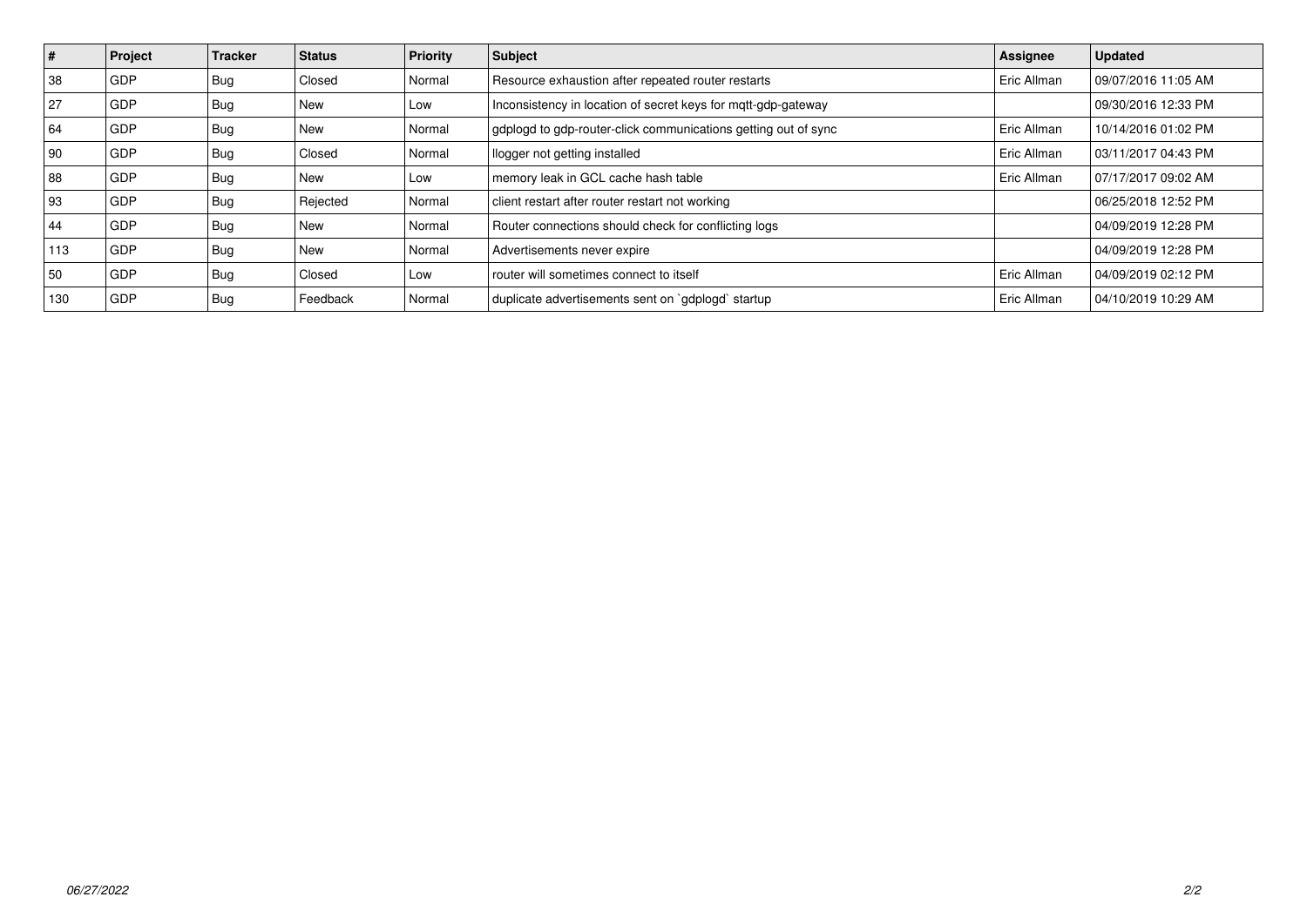| # | Project | Tracker | Status | Priority | Subject | Assignee | Updated |
| --- | --- | --- | --- | --- | --- | --- | --- |
| 38 | GDP | Bug | Closed | Normal | Resource exhaustion after repeated router restarts | Eric Allman | 09/07/2016 11:05 AM |
| 27 | GDP | Bug | New | Low | Inconsistency in location of secret keys for mqtt-gdp-gateway | | 09/30/2016 12:33 PM |
| 64 | GDP | Bug | New | Normal | gdplogd to gdp-router-click communications getting out of sync | Eric Allman | 10/14/2016 01:02 PM |
| 90 | GDP | Bug | Closed | Normal | llogger not getting installed | Eric Allman | 03/11/2017 04:43 PM |
| 88 | GDP | Bug | New | Low | memory leak in GCL cache hash table | Eric Allman | 07/17/2017 09:02 AM |
| 93 | GDP | Bug | Rejected | Normal | client restart after router restart not working | | 06/25/2018 12:52 PM |
| 44 | GDP | Bug | New | Normal | Router connections should check for conflicting logs | | 04/09/2019 12:28 PM |
| 113 | GDP | Bug | New | Normal | Advertisements never expire | | 04/09/2019 12:28 PM |
| 50 | GDP | Bug | Closed | Low | router will sometimes connect to itself | Eric Allman | 04/09/2019 02:12 PM |
| 130 | GDP | Bug | Feedback | Normal | duplicate advertisements sent on `gdplogd` startup | Eric Allman | 04/10/2019 10:29 AM |

*06/27/2022*